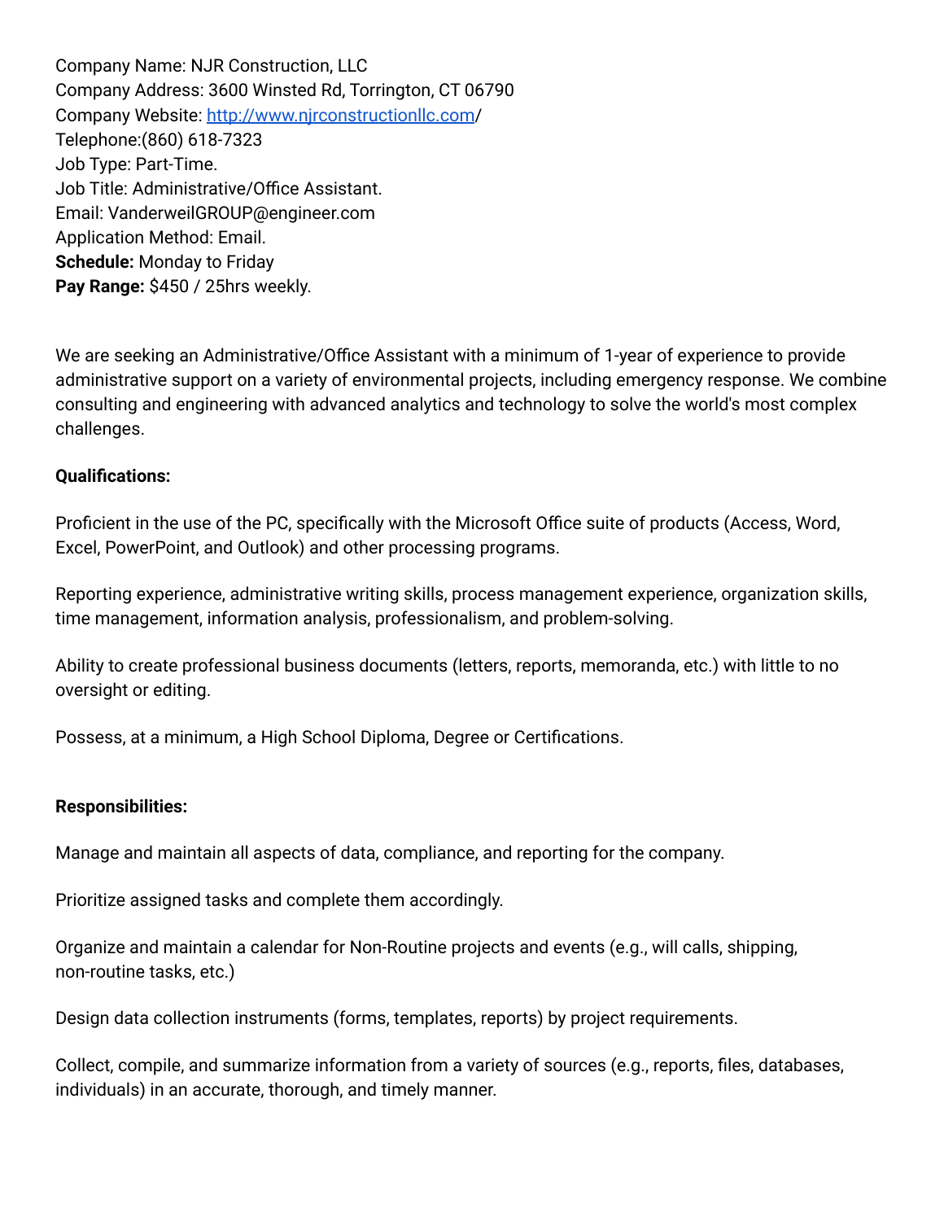Company Name: NJR Construction, LLC
Company Address: 3600 Winsted Rd, Torrington, CT 06790
Company Website: [http://www.njrconstructionllc.com](http://www.njrconstructionllc.com)/
Telephone:(860) 618-7323
Job Type: Part-Time.
Job Title: Administrative/Office Assistant.
Email: VanderweilGROUP@engineer.com
Application Method: Email.
**Schedule:** Monday to Friday
**Pay Range:** $450 / 25hrs weekly.

We are seeking an Administrative/Office Assistant with a minimum of 1-year of experience to provide administrative support on a variety of environmental projects, including emergency response. We combine consulting and engineering with advanced analytics and technology to solve the world's most complex challenges.

**Qualifications:**

Proficient in the use of the PC, specifically with the Microsoft Office suite of products (Access, Word, Excel, PowerPoint, and Outlook) and other processing programs.

Reporting experience, administrative writing skills, process management experience, organization skills, time management, information analysis, professionalism, and problem-solving.

Ability to create professional business documents (letters, reports, memoranda, etc.) with little to no oversight or editing.

Possess, at a minimum, a High School Diploma, Degree or Certifications.

**Responsibilities:**

Manage and maintain all aspects of data, compliance, and reporting for the company.

Prioritize assigned tasks and complete them accordingly.

Organize and maintain a calendar for Non-Routine projects and events (e.g., will calls, shipping, non-routine tasks, etc.)

Design data collection instruments (forms, templates, reports) by project requirements.

Collect, compile, and summarize information from a variety of sources (e.g., reports, files, databases, individuals) in an accurate, thorough, and timely manner.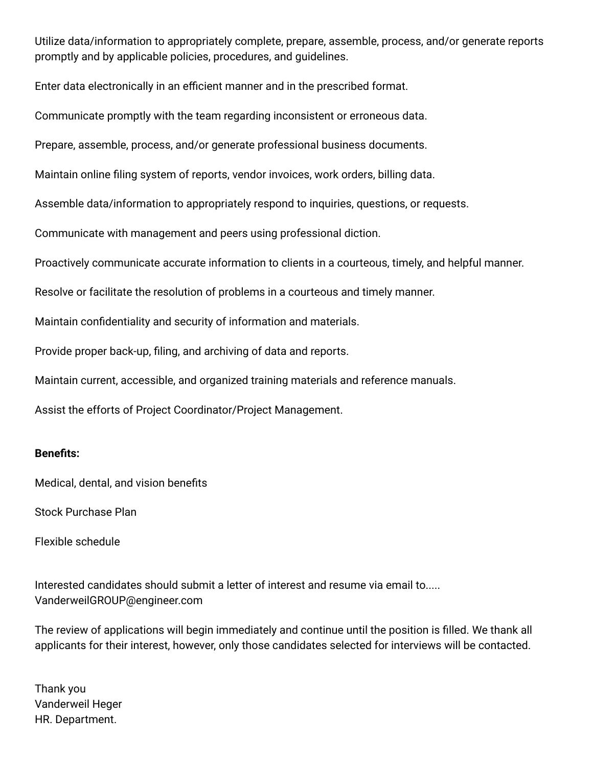Utilize data/information to appropriately complete, prepare, assemble, process, and/or generate reports promptly and by applicable policies, procedures, and guidelines.

Enter data electronically in an efficient manner and in the prescribed format.

Communicate promptly with the team regarding inconsistent or erroneous data.

Prepare, assemble, process, and/or generate professional business documents.

Maintain online filing system of reports, vendor invoices, work orders, billing data.

Assemble data/information to appropriately respond to inquiries, questions, or requests.

Communicate with management and peers using professional diction.

Proactively communicate accurate information to clients in a courteous, timely, and helpful manner.

Resolve or facilitate the resolution of problems in a courteous and timely manner.

Maintain confidentiality and security of information and materials.

Provide proper back-up, filing, and archiving of data and reports.

Maintain current, accessible, and organized training materials and reference manuals.

Assist the efforts of Project Coordinator/Project Management.

**Benefits:**

Medical, dental, and vision benefits

Stock Purchase Plan

Flexible schedule

Interested candidates should submit a letter of interest and resume via email to.....
VanderweilGROUP@engineer.com

The review of applications will begin immediately and continue until the position is filled. We thank all applicants for their interest, however, only those candidates selected for interviews will be contacted.

Thank you
Vanderweil Heger
HR. Department.